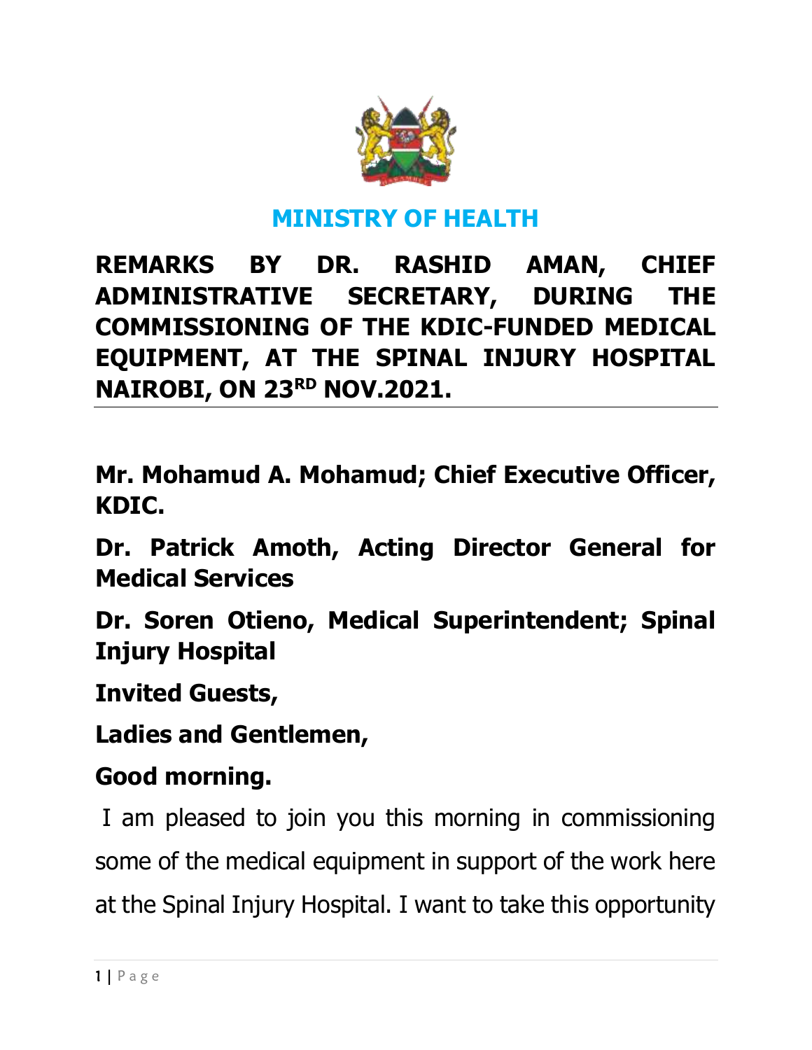# MINISTRY OF HEALTH

**REMARKS BY DR. RASHID AMAN, CHIEF ADMINISTRATIVE SECRETARY, DURING THE COMMISSIONING OF THE KDIC-FUNDED MEDICAL EQUIPMENT, AT THE SPINAL INJURY HOSPITAL NAIROBI, ON 23RD NOV.2021.**

**Mr. Mohamud A. Mohamud; Chief Executive Officer, KDIC.**

**Dr. Patrick Amoth, Acting Director General for Medical Services**

**Dr. Soren Otieno, Medical Superintendent; Spinal Injury Hospital**

**Invited Guests,**

**Ladies and Gentlemen,**

**Good morning.**

I am pleased to join you this morning in commissioning some of the medical equipment in support of the work here at the Spinal Injury Hospital. I want to take this opportunity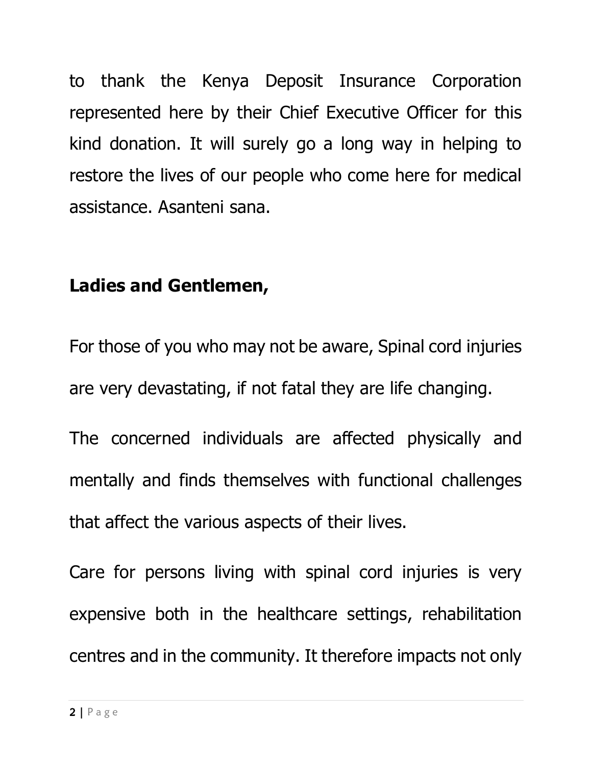to thank the Kenya Deposit Insurance Corporation represented here by their Chief Executive Officer for this kind donation. It will surely go a long way in helping to restore the lives of our people who come here for medical assistance. Asanteni sana.

**Ladies and Gentlemen,**

For those of you who may not be aware, Spinal cord injuries are very devastating, if not fatal they are life changing.

The concerned individuals are affected physically and mentally and finds themselves with functional challenges that affect the various aspects of their lives.

Care for persons living with spinal cord injuries is very expensive both in the healthcare settings, rehabilitation centres and in the community. It therefore impacts not only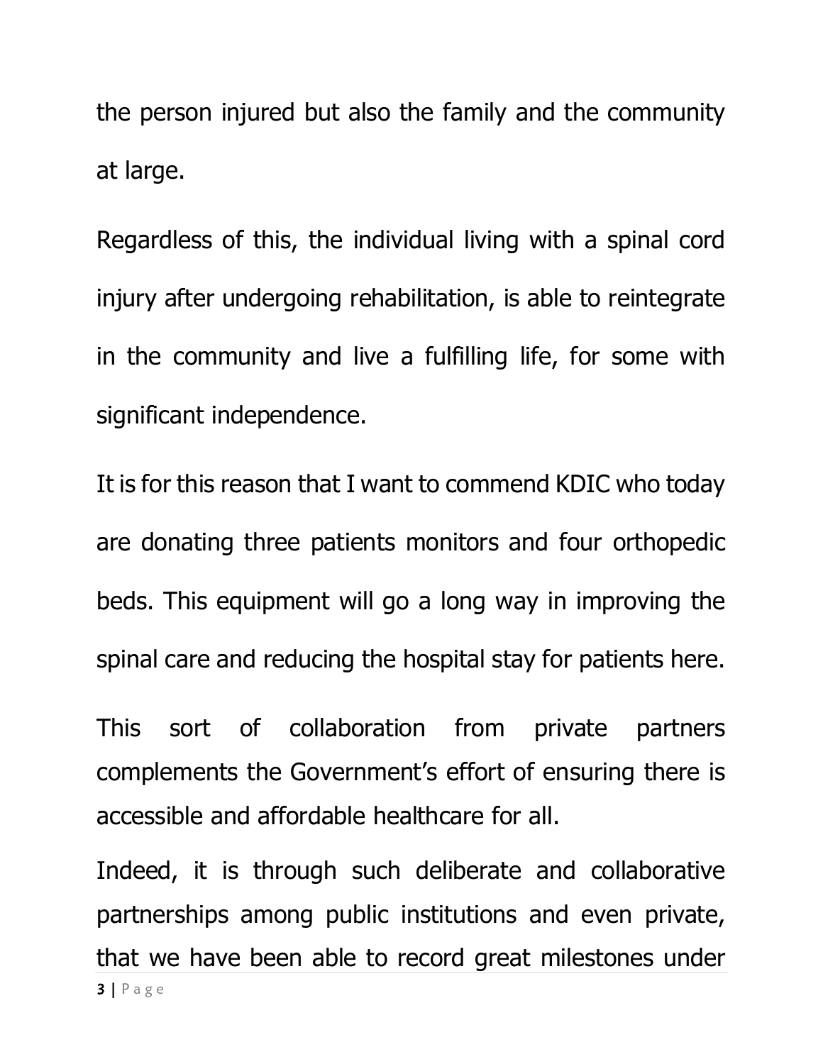the person injured but also the family and the community at large.

Regardless of this, the individual living with a spinal cord injury after undergoing rehabilitation, is able to reintegrate in the community and live a fulfilling life, for some with significant independence.

It is for this reason that I want to commend KDIC who today are donating three patients monitors and four orthopedic beds. This equipment will go a long way in improving the spinal care and reducing the hospital stay for patients here.

This sort of collaboration from private partners complements the Government's effort of ensuring there is accessible and affordable healthcare for all.

Indeed, it is through such deliberate and collaborative partnerships among public institutions and even private, that we have been able to record great milestones under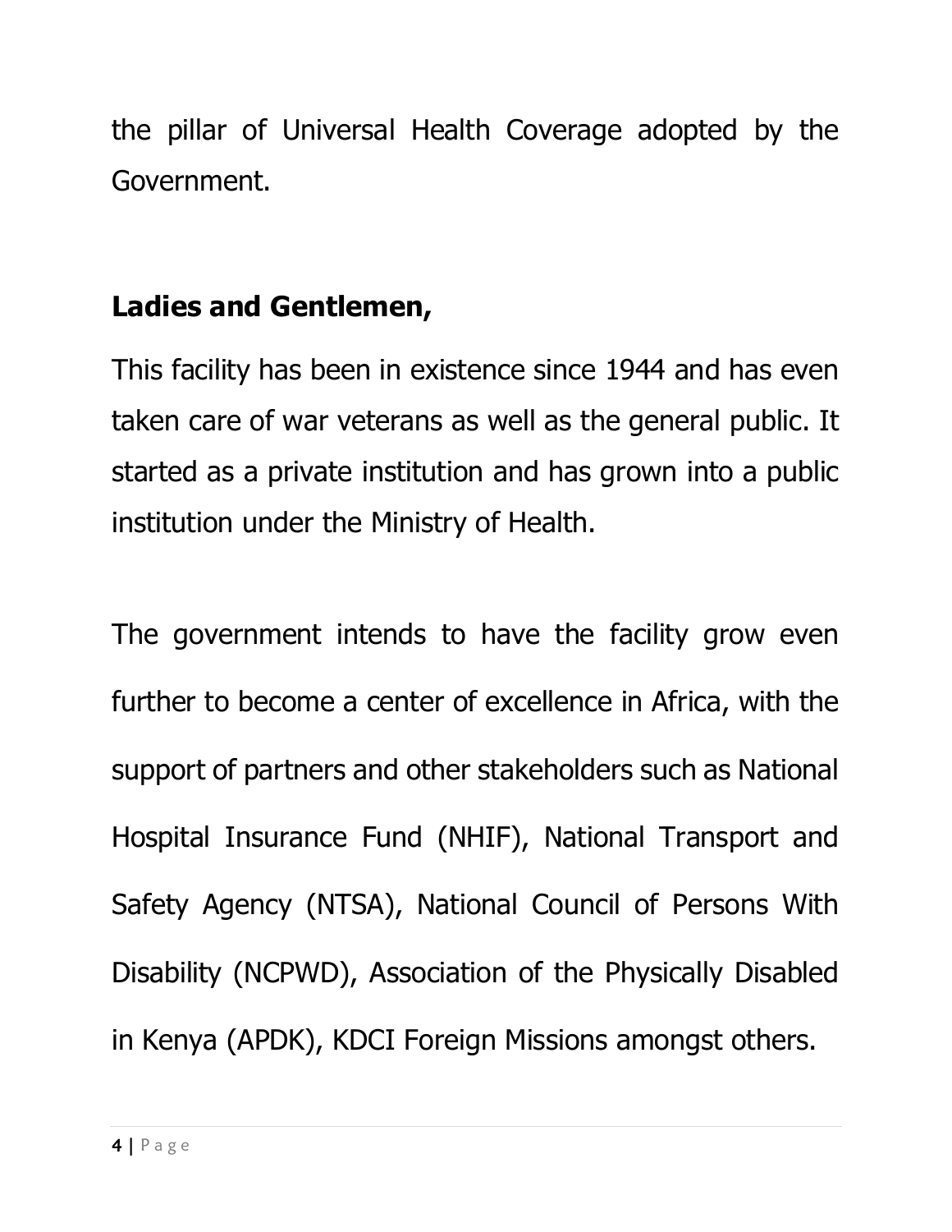the pillar of Universal Health Coverage adopted by the Government.

**Ladies and Gentlemen,**

This facility has been in existence since 1944 and has even taken care of war veterans as well as the general public. It started as a private institution and has grown into a public institution under the Ministry of Health.

The government intends to have the facility grow even further to become a center of excellence in Africa, with the support of partners and other stakeholders such as National Hospital Insurance Fund (NHIF), National Transport and Safety Agency (NTSA), National Council of Persons With Disability (NCPWD), Association of the Physically Disabled in Kenya (APDK), KDCI Foreign Missions amongst others.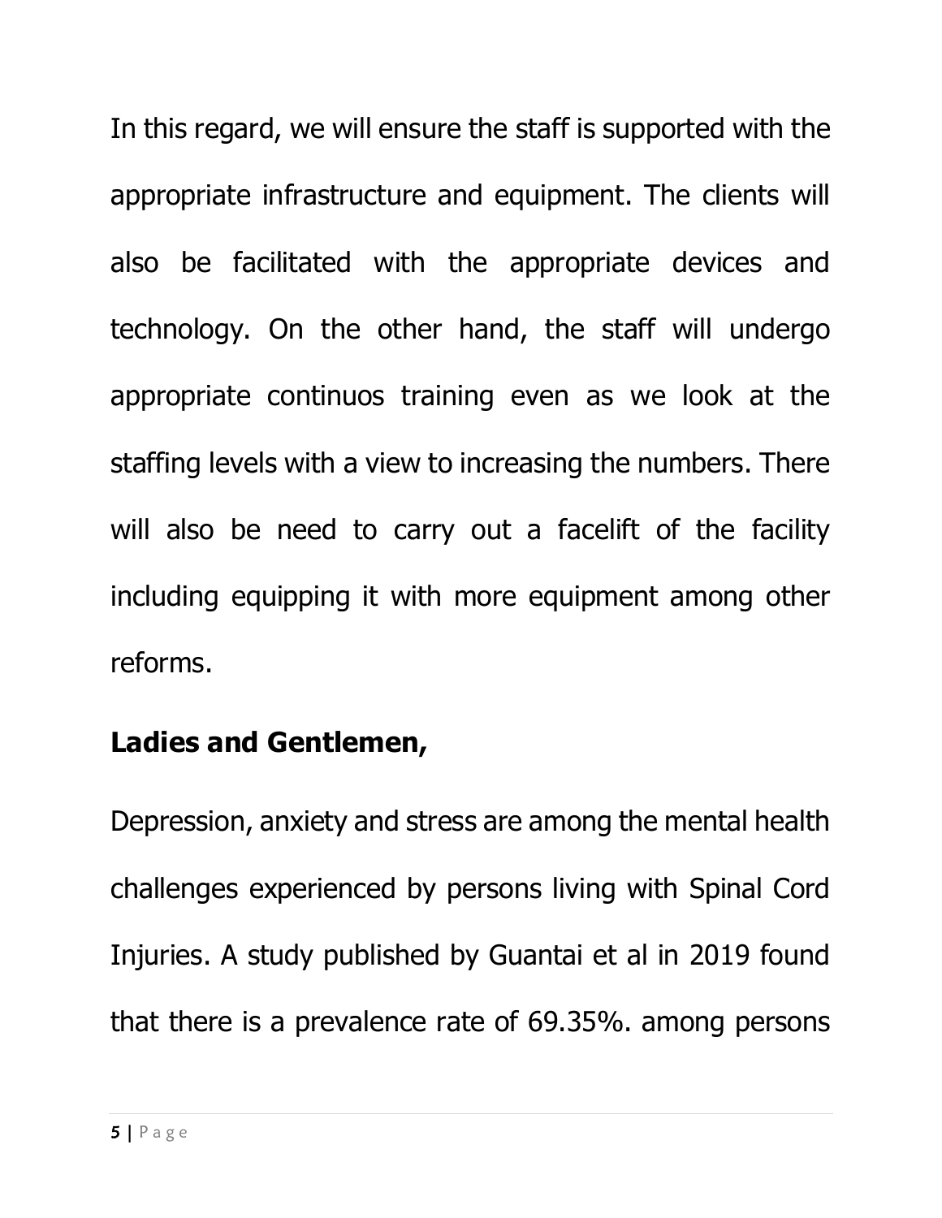In this regard, we will ensure the staff is supported with the appropriate infrastructure and equipment. The clients will also be facilitated with the appropriate devices and technology. On the other hand, the staff will undergo appropriate continuos training even as we look at the staffing levels with a view to increasing the numbers. There will also be need to carry out a facelift of the facility including equipping it with more equipment among other reforms.

**Ladies and Gentlemen,**

Depression, anxiety and stress are among the mental health challenges experienced by persons living with Spinal Cord Injuries. A study published by Guantai et al in 2019 found that there is a prevalence rate of 69.35%. among persons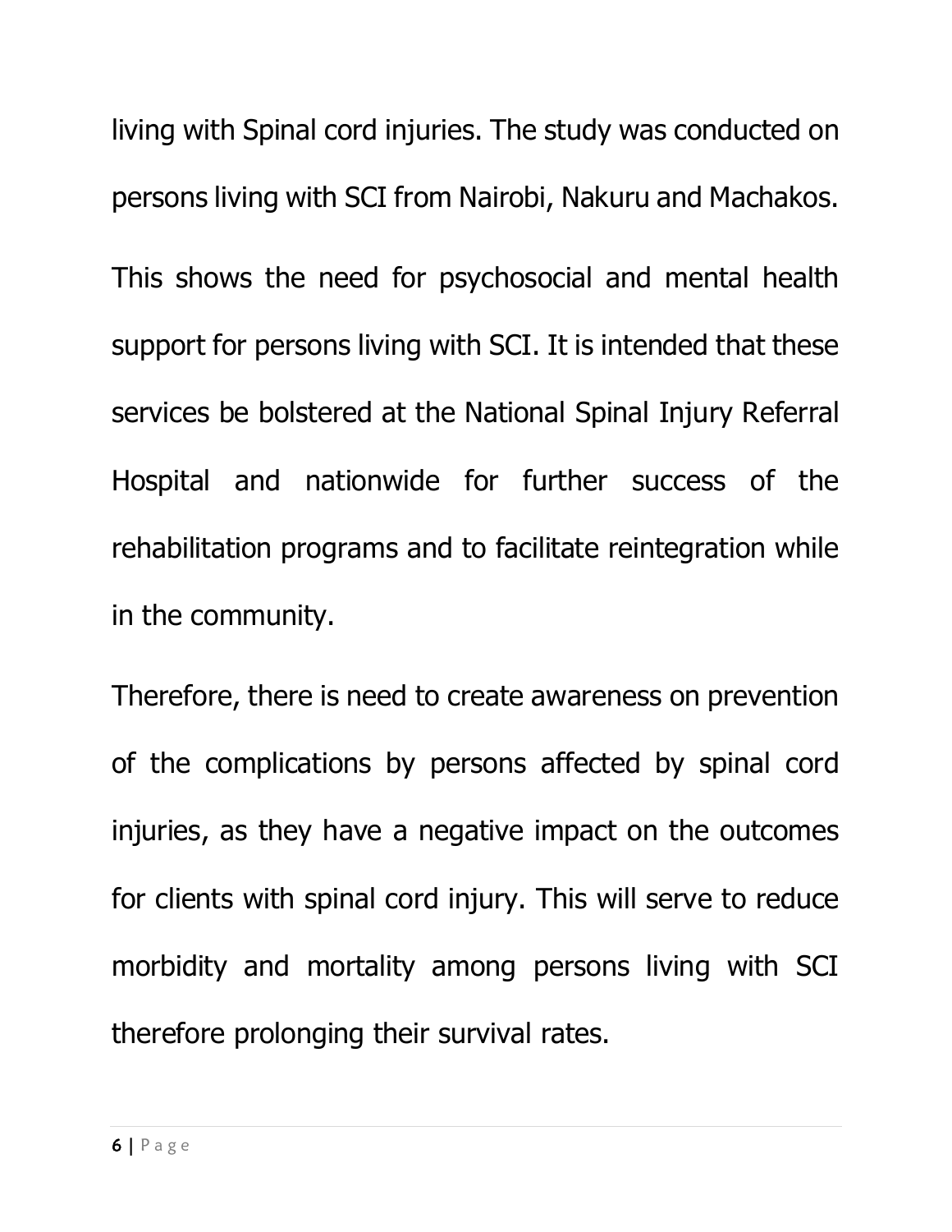living with Spinal cord injuries. The study was conducted on persons living with SCI from Nairobi, Nakuru and Machakos.

This shows the need for psychosocial and mental health support for persons living with SCI. It is intended that these services be bolstered at the National Spinal Injury Referral Hospital and nationwide for further success of the rehabilitation programs and to facilitate reintegration while in the community.

Therefore, there is need to create awareness on prevention of the complications by persons affected by spinal cord injuries, as they have a negative impact on the outcomes for clients with spinal cord injury. This will serve to reduce morbidity and mortality among persons living with SCI therefore prolonging their survival rates.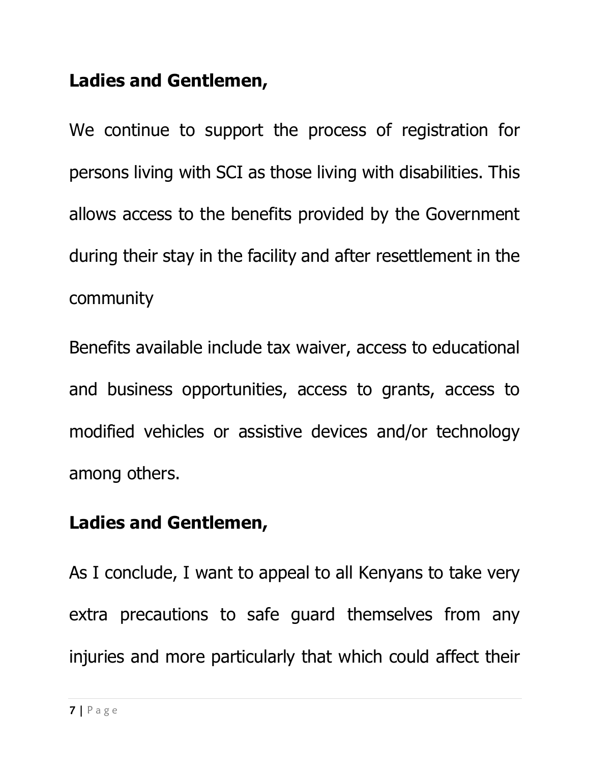**Ladies and Gentlemen,**

We continue to support the process of registration for persons living with SCI as those living with disabilities. This allows access to the benefits provided by the Government during their stay in the facility and after resettlement in the community

Benefits available include tax waiver, access to educational and business opportunities, access to grants, access to modified vehicles or assistive devices and/or technology among others.

**Ladies and Gentlemen,**

As I conclude, I want to appeal to all Kenyans to take very extra precautions to safe guard themselves from any injuries and more particularly that which could affect their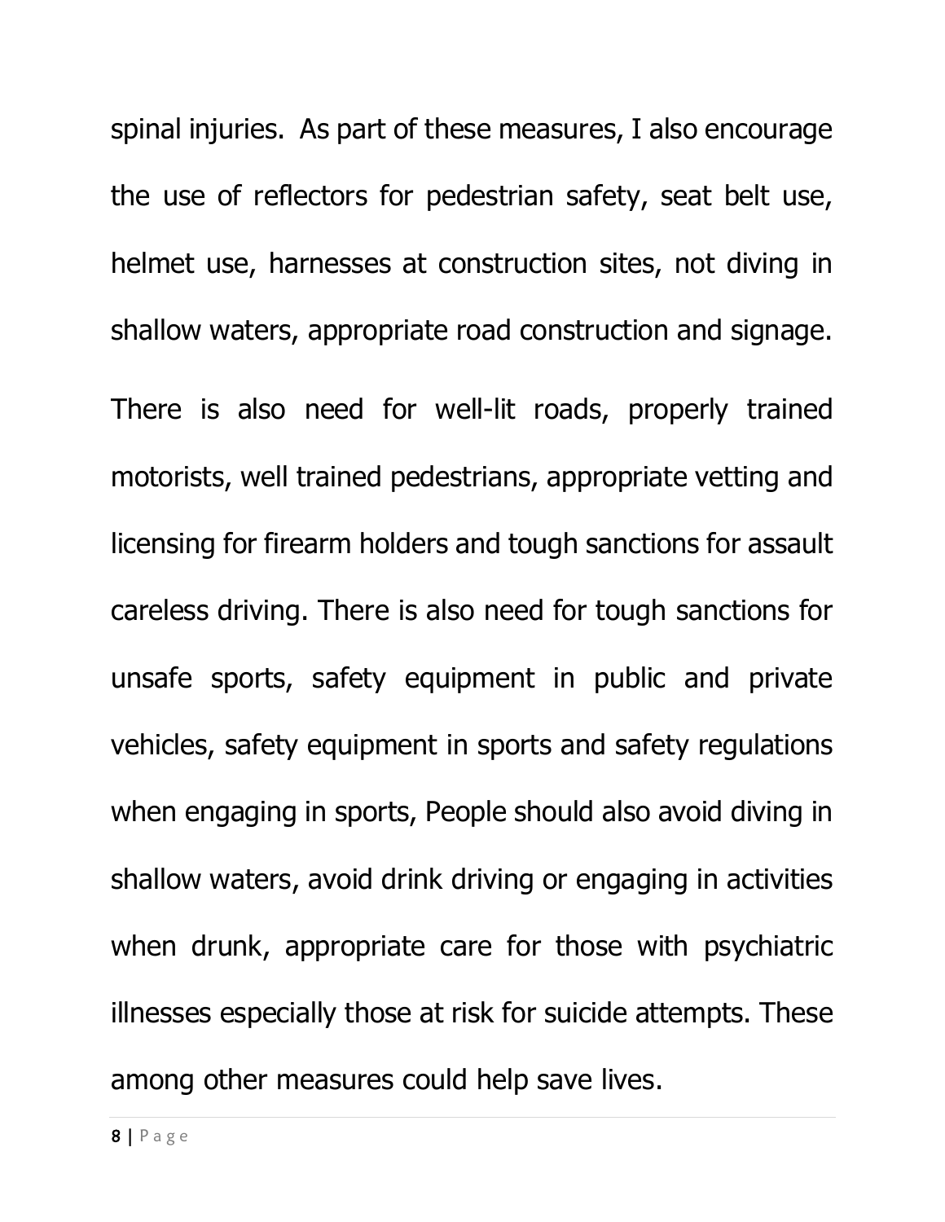spinal injuries. As part of these measures, I also encourage the use of reflectors for pedestrian safety, seat belt use, helmet use, harnesses at construction sites, not diving in shallow waters, appropriate road construction and signage. There is also need for well-lit roads, properly trained motorists, well trained pedestrians, appropriate vetting and licensing for firearm holders and tough sanctions for assault careless driving. There is also need for tough sanctions for unsafe sports, safety equipment in public and private vehicles, safety equipment in sports and safety regulations when engaging in sports, People should also avoid diving in shallow waters, avoid drink driving or engaging in activities when drunk, appropriate care for those with psychiatric illnesses especially those at risk for suicide attempts. These among other measures could help save lives.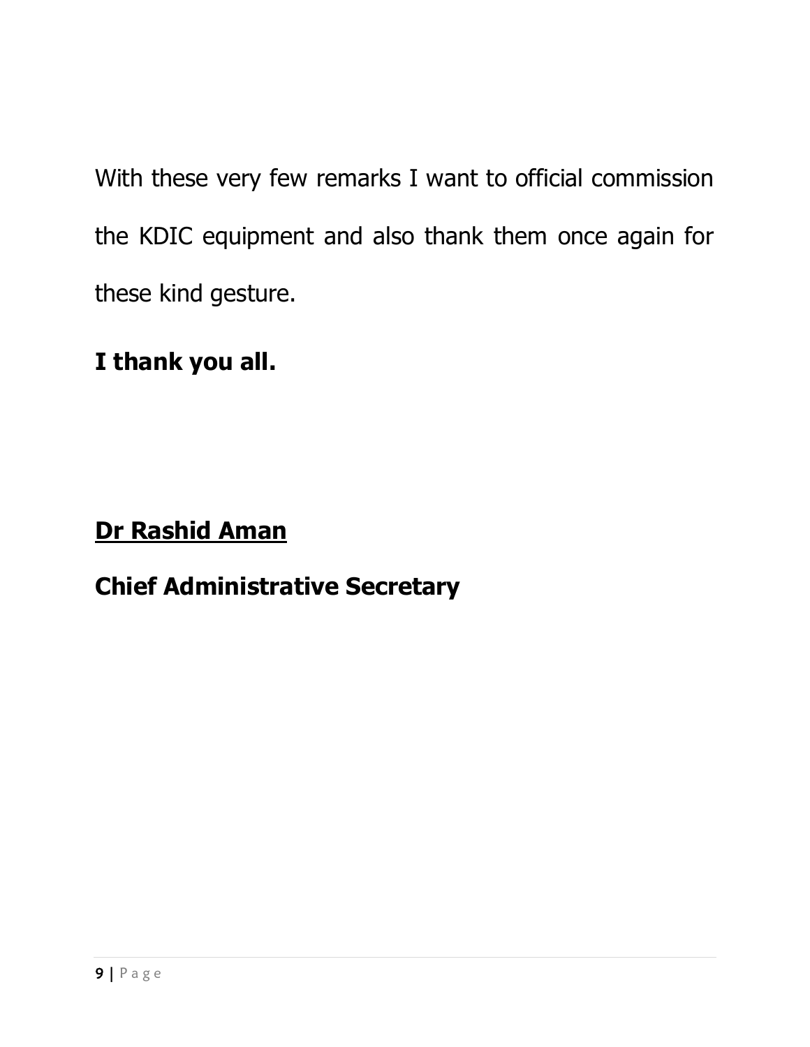With these very few remarks I want to official commission the KDIC equipment and also thank them once again for these kind gesture.

**I thank you all.**

<u>**Dr Rashid Aman**</u>

**Chief Administrative Secretary**